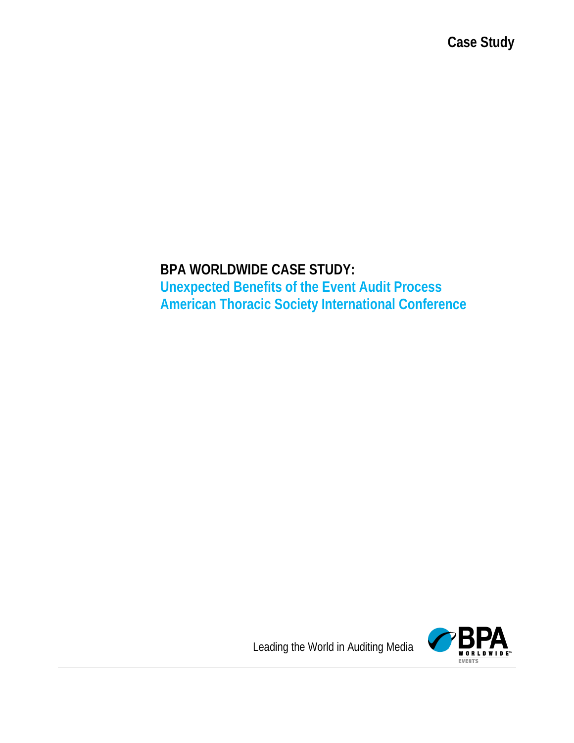Case Study

# BPA WORLDWIDE CASE STUDY:

## Unexpected Benefits of the Event Audit Process
## American Thoracic Society International Conference

Leading the World in Auditing Media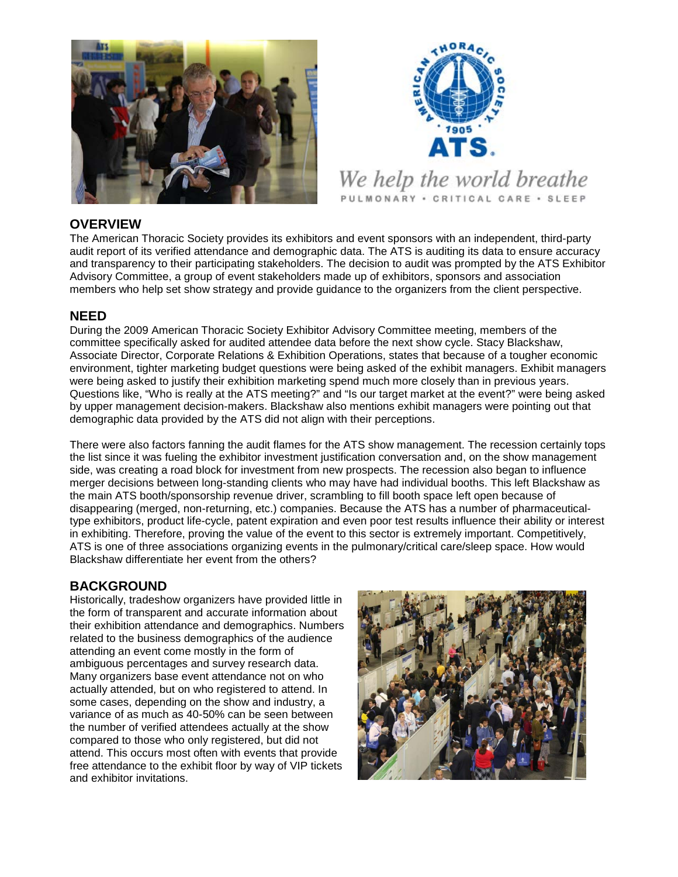We help the world breathe

PULMONARY • CRITICAL CARE • SLEEP

## OVERVIEW

The American Thoracic Society provides its exhibitors and event sponsors with an independent, third-party audit report of its verified attendance and demographic data. The ATS is auditing its data to ensure accuracy and transparency to their participating stakeholders. The decision to audit was prompted by the ATS Exhibitor Advisory Committee, a group of event stakeholders made up of exhibitors, sponsors and association members who help set show strategy and provide guidance to the organizers from the client perspective.

## NEED

During the 2009 American Thoracic Society Exhibitor Advisory Committee meeting, members of the committee specifically asked for audited attendee data before the next show cycle. Stacy Blackshaw, Associate Director, Corporate Relations & Exhibition Operations, states that because of a tougher economic environment, tighter marketing budget questions were being asked of the exhibit managers. Exhibit managers were being asked to justify their exhibition marketing spend much more closely than in previous years. Questions like, "Who is really at the ATS meeting?" and "Is our target market at the event?" were being asked by upper management decision-makers. Blackshaw also mentions exhibit managers were pointing out that demographic data provided by the ATS did not align with their perceptions.

There were also factors fanning the audit flames for the ATS show management. The recession certainly tops the list since it was fueling the exhibitor investment justification conversation and, on the show management side, was creating a road block for investment from new prospects. The recession also began to influence merger decisions between long-standing clients who may have had individual booths. This left Blackshaw as the main ATS booth/sponsorship revenue driver, scrambling to fill booth space left open because of disappearing (merged, non-returning, etc.) companies. Because the ATS has a number of pharmaceutical-type exhibitors, product life-cycle, patent expiration and even poor test results influence their ability or interest in exhibiting. Therefore, proving the value of the event to this sector is extremely important. Competitively, ATS is one of three associations organizing events in the pulmonary/critical care/sleep space. How would Blackshaw differentiate her event from the others?

## BACKGROUND

Historically, tradeshow organizers have provided little in the form of transparent and accurate information about their exhibition attendance and demographics. Numbers related to the business demographics of the audience attending an event come mostly in the form of ambiguous percentages and survey research data. Many organizers base event attendance not on who actually attended, but on who registered to attend. In some cases, depending on the show and industry, a variance of as much as 40-50% can be seen between the number of verified attendees actually at the show compared to those who only registered, but did not attend. This occurs most often with events that provide free attendance to the exhibit floor by way of VIP tickets and exhibitor invitations.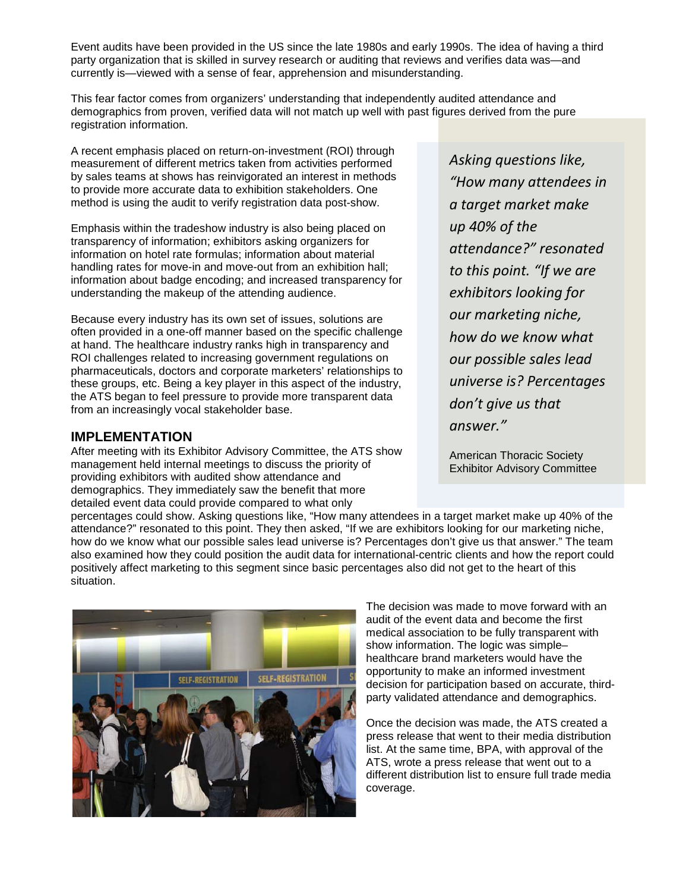Event audits have been provided in the US since the late 1980s and early 1990s. The idea of having a third party organization that is skilled in survey research or auditing that reviews and verifies data was—and currently is—viewed with a sense of fear, apprehension and misunderstanding.

This fear factor comes from organizers' understanding that independently audited attendance and demographics from proven, verified data will not match up well with past figures derived from the pure registration information.

A recent emphasis placed on return-on-investment (ROI) through measurement of different metrics taken from activities performed by sales teams at shows has reinvigorated an interest in methods to provide more accurate data to exhibition stakeholders. One method is using the audit to verify registration data post-show.

Emphasis within the tradeshow industry is also being placed on transparency of information; exhibitors asking organizers for information on hotel rate formulas; information about material handling rates for move-in and move-out from an exhibition hall; information about badge encoding; and increased transparency for understanding the makeup of the attending audience.

Because every industry has its own set of issues, solutions are often provided in a one-off manner based on the specific challenge at hand. The healthcare industry ranks high in transparency and ROI challenges related to increasing government regulations on pharmaceuticals, doctors and corporate marketers' relationships to these groups, etc. Being a key player in this aspect of the industry, the ATS began to feel pressure to provide more transparent data from an increasingly vocal stakeholder base.

> *Asking questions like, "How many attendees in a target market make up 40% of the attendance?" resonated to this point. "If we are exhibitors looking for our marketing niche, how do we know what our possible sales lead universe is? Percentages don't give us that answer."*
>
> American Thoracic Society Exhibitor Advisory Committee

## IMPLEMENTATION

After meeting with its Exhibitor Advisory Committee, the ATS show management held internal meetings to discuss the priority of providing exhibitors with audited show attendance and demographics. They immediately saw the benefit that more detailed event data could provide compared to what only percentages could show. Asking questions like, "How many attendees in a target market make up 40% of the attendance?" resonated to this point. They then asked, "If we are exhibitors looking for our marketing niche, how do we know what our possible sales lead universe is? Percentages don't give us that answer." The team also examined how they could position the audit data for international-centric clients and how the report could positively affect marketing to this segment since basic percentages also did not get to the heart of this situation.

The decision was made to move forward with an audit of the event data and become the first medical association to be fully transparent with show information. The logic was simple– healthcare brand marketers would have the opportunity to make an informed investment decision for participation based on accurate, third-party validated attendance and demographics.

Once the decision was made, the ATS created a press release that went to their media distribution list. At the same time, BPA, with approval of the ATS, wrote a press release that went out to a different distribution list to ensure full trade media coverage.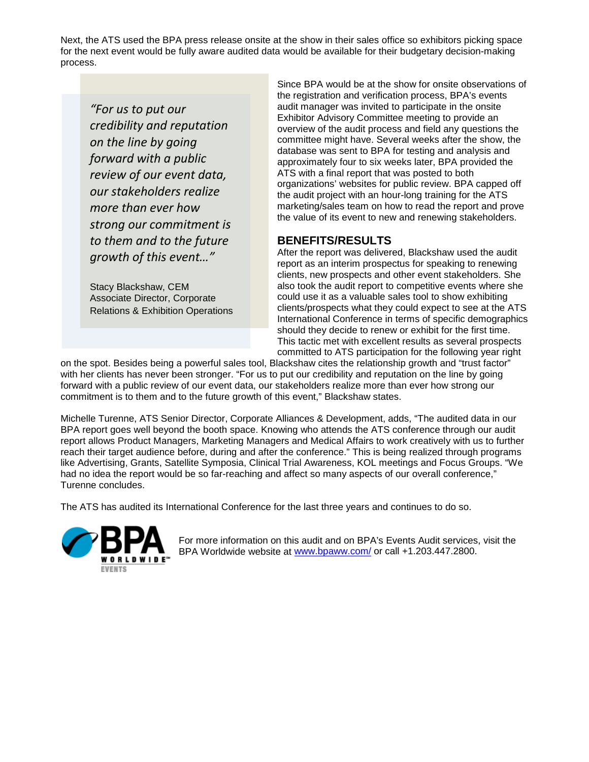Next, the ATS used the BPA press release onsite at the show in their sales office so exhibitors picking space for the next event would be fully aware audited data would be available for their budgetary decision-making process.

> *"For us to put our credibility and reputation on the line by going forward with a public review of our event data, our stakeholders realize more than ever how strong our commitment is to them and to the future growth of this event…"*
>
> Stacy Blackshaw, CEM
> Associate Director, Corporate Relations & Exhibition Operations

Since BPA would be at the show for onsite observations of the registration and verification process, BPA's events audit manager was invited to participate in the onsite Exhibitor Advisory Committee meeting to provide an overview of the audit process and field any questions the committee might have. Several weeks after the show, the database was sent to BPA for testing and analysis and approximately four to six weeks later, BPA provided the ATS with a final report that was posted to both organizations' websites for public review. BPA capped off the audit project with an hour-long training for the ATS marketing/sales team on how to read the report and prove the value of its event to new and renewing stakeholders.

## BENEFITS/RESULTS

After the report was delivered, Blackshaw used the audit report as an interim prospectus for speaking to renewing clients, new prospects and other event stakeholders. She also took the audit report to competitive events where she could use it as a valuable sales tool to show exhibiting clients/prospects what they could expect to see at the ATS International Conference in terms of specific demographics should they decide to renew or exhibit for the first time. This tactic met with excellent results as several prospects committed to ATS participation for the following year right on the spot. Besides being a powerful sales tool, Blackshaw cites the relationship growth and "trust factor" with her clients has never been stronger. "For us to put our credibility and reputation on the line by going forward with a public review of our event data, our stakeholders realize more than ever how strong our commitment is to them and to the future growth of this event," Blackshaw states.

Michelle Turenne, ATS Senior Director, Corporate Alliances & Development, adds, "The audited data in our BPA report goes well beyond the booth space. Knowing who attends the ATS conference through our audit report allows Product Managers, Marketing Managers and Medical Affairs to work creatively with us to further reach their target audience before, during and after the conference." This is being realized through programs like Advertising, Grants, Satellite Symposia, Clinical Trial Awareness, KOL meetings and Focus Groups. "We had no idea the report would be so far-reaching and affect so many aspects of our overall conference," Turenne concludes.

The ATS has audited its International Conference for the last three years and continues to do so.

BPA WORLDWIDE™ EVENTS

For more information on this audit and on BPA's Events Audit services, visit the BPA Worldwide website at [www.bpaww.com/](http://www.bpaww.com/) or call +1.203.447.2800.